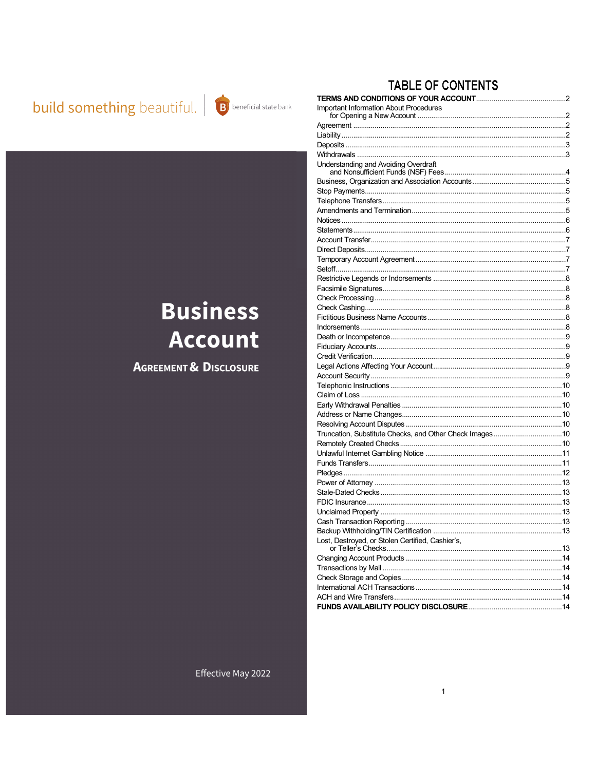build something beautiful. | beneficial state bank

# Business Account

## Agreement & Disclosure

Effective May 2022

## TABLE OF CONTENTS

| | |
|---|---|
| **TERMS AND CONDITIONS OF YOUR ACCOUNT** | 2 |
| Important Information About Procedures for Opening a New Account | 2 |
| Agreement | 2 |
| Liability | 2 |
| Deposits | 3 |
| Withdrawals | 3 |
| Understanding and Avoiding Overdraft and Nonsufficient Funds (NSF) Fees | 4 |
| Business, Organization and Association Accounts | 5 |
| Stop Payments | 5 |
| Telephone Transfers | 5 |
| Amendments and Termination | 5 |
| Notices | 6 |
| Statements | 6 |
| Account Transfer | 7 |
| Direct Deposits | 7 |
| Temporary Account Agreement | 7 |
| Setoff | 7 |
| Restrictive Legends or Indorsements | 8 |
| Facsimile Signatures | 8 |
| Check Processing | 8 |
| Check Cashing | 8 |
| Fictitious Business Name Accounts | 8 |
| Indorsements | 8 |
| Death or Incompetence | 9 |
| Fiduciary Accounts | 9 |
| Credit Verification | 9 |
| Legal Actions Affecting Your Account | 9 |
| Account Security | 9 |
| Telephonic Instructions | 10 |
| Claim of Loss | 10 |
| Early Withdrawal Penalties | 10 |
| Address or Name Changes | 10 |
| Resolving Account Disputes | 10 |
| Truncation, Substitute Checks, and Other Check Images | 10 |
| Remotely Created Checks | 10 |
| Unlawful Internet Gambling Notice | 11 |
| Funds Transfers | 11 |
| Pledges | 12 |
| Power of Attorney | 13 |
| Stale-Dated Checks | 13 |
| FDIC Insurance | 13 |
| Unclaimed Property | 13 |
| Cash Transaction Reporting | 13 |
| Backup Withholding/TIN Certification | 13 |
| Lost, Destroyed, or Stolen Certified, Cashier's, or Teller's Checks | 13 |
| Changing Account Products | 14 |
| Transactions by Mail | 14 |
| Check Storage and Copies | 14 |
| International ACH Transactions | 14 |
| ACH and Wire Transfers | 14 |
| **FUNDS AVAILABILITY POLICY DISCLOSURE** | 14 |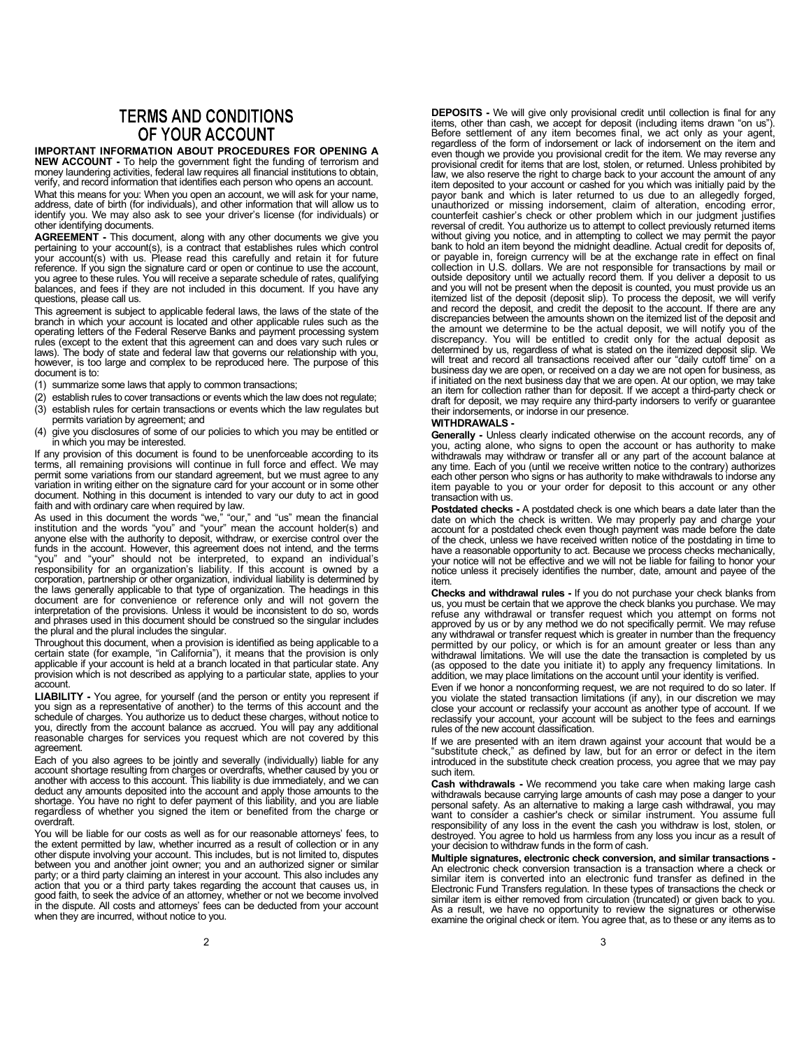# TERMS AND CONDITIONS OF YOUR ACCOUNT

**IMPORTANT INFORMATION ABOUT PROCEDURES FOR OPENING A NEW ACCOUNT -** To help the government fight the funding of terrorism and money laundering activities, federal law requires all financial institutions to obtain, verify, and record information that identifies each person who opens an account.

What this means for you: When you open an account, we will ask for your name, address, date of birth (for individuals), and other information that will allow us to identify you. We may also ask to see your driver's license (for individuals) or other identifying documents.

**AGREEMENT -** This document, along with any other documents we give you pertaining to your account(s), is a contract that establishes rules which control your account(s) with us. Please read this carefully and retain it for future reference. If you sign the signature card or open or continue to use the account, you agree to these rules. You will receive a separate schedule of rates, qualifying balances, and fees if they are not included in this document. If you have any questions, please call us.

This agreement is subject to applicable federal laws, the laws of the state of the branch in which your account is located and other applicable rules such as the operating letters of the Federal Reserve Banks and payment processing system rules (except to the extent that this agreement can and does vary such rules or laws). The body of state and federal law that governs our relationship with you, however, is too large and complex to be reproduced here. The purpose of this document is to:

(1) summarize some laws that apply to common transactions;
(2) establish rules to cover transactions or events which the law does not regulate;
(3) establish rules for certain transactions or events which the law regulates but permits variation by agreement; and
(4) give you disclosures of some of our policies to which you may be entitled or in which you may be interested.

If any provision of this document is found to be unenforceable according to its terms, all remaining provisions will continue in full force and effect. We may permit some variations from our standard agreement, but we must agree to any variation in writing either on the signature card for your account or in some other document. Nothing in this document is intended to vary our duty to act in good faith and with ordinary care when required by law.

As used in this document the words "we," "our," and "us" mean the financial institution and the words "you" and "your" mean the account holder(s) and anyone else with the authority to deposit, withdraw, or exercise control over the funds in the account. However, this agreement does not intend, and the terms "you" and "your" should not be interpreted, to expand an individual's responsibility for an organization's liability. If this account is owned by a corporation, partnership or other organization, individual liability is determined by the laws generally applicable to that type of organization. The headings in this document are for convenience or reference only and will not govern the interpretation of the provisions. Unless it would be inconsistent to do so, words and phrases used in this document should be construed so the singular includes the plural and the plural includes the singular.

Throughout this document, when a provision is identified as being applicable to a certain state (for example, "in California"), it means that the provision is only applicable if your account is held at a branch located in that particular state. Any provision which is not described as applying to a particular state, applies to your account.

**LIABILITY -** You agree, for yourself (and the person or entity you represent if you sign as a representative of another) to the terms of this account and the schedule of charges. You authorize us to deduct these charges, without notice to you, directly from the account balance as accrued. You will pay any additional reasonable charges for services you request which are not covered by this agreement.

Each of you also agrees to be jointly and severally (individually) liable for any account shortage resulting from charges or overdrafts, whether caused by you or another with access to this account. This liability is due immediately, and we can deduct any amounts deposited into the account and apply those amounts to the shortage. You have no right to defer payment of this liability, and you are liable regardless of whether you signed the item or benefited from the charge or overdraft.

You will be liable for our costs as well as for our reasonable attorneys' fees, to the extent permitted by law, whether incurred as a result of collection or in any other dispute involving your account. This includes, but is not limited to, disputes between you and another joint owner; you and an authorized signer or similar party; or a third party claiming an interest in your account. This also includes any action that you or a third party takes regarding the account that causes us, in good faith, to seek the advice of an attorney, whether or not we become involved in the dispute. All costs and attorneys' fees can be deducted from your account when they are incurred, without notice to you.

**DEPOSITS -** We will give only provisional credit until collection is final for any items, other than cash, we accept for deposit (including items drawn "on us"). Before settlement of any item becomes final, we act only as your agent, regardless of the form of indorsement or lack of indorsement on the item and even though we provide you provisional credit for the item. We may reverse any provisional credit for items that are lost, stolen, or returned. Unless prohibited by law, we also reserve the right to charge back to your account the amount of any item deposited to your account or cashed for you which was initially paid by the payor bank and which is later returned to us due to an allegedly forged, unauthorized or missing indorsement, claim of alteration, encoding error, counterfeit cashier's check or other problem which in our judgment justifies reversal of credit. You authorize us to attempt to collect previously returned items without giving you notice, and in attempting to collect we may permit the payor bank to hold an item beyond the midnight deadline. Actual credit for deposits of, or payable in, foreign currency will be at the exchange rate in effect on final collection in U.S. dollars. We are not responsible for transactions by mail or outside depository until we actually record them. If you deliver a deposit to us and you will not be present when the deposit is counted, you must provide us an itemized list of the deposit (deposit slip). To process the deposit, we will verify and record the deposit, and credit the deposit to the account. If there are any discrepancies between the amounts shown on the itemized list of the deposit and the amount we determine to be the actual deposit, we will notify you of the discrepancy. You will be entitled to credit only for the actual deposit as determined by us, regardless of what is stated on the itemized deposit slip. We will treat and record all transactions received after our "daily cutoff time" on a business day we are open, or received on a day we are not open for business, as if initiated on the next business day that we are open. At our option, we may take an item for collection rather than for deposit. If we accept a third-party check or draft for deposit, we may require any third-party indorsers to verify or guarantee their indorsements, or indorse in our presence.

**WITHDRAWALS -**

**Generally -** Unless clearly indicated otherwise on the account records, any of you, acting alone, who signs to open the account or has authority to make withdrawals may withdraw or transfer all or any part of the account balance at any time. Each of you (until we receive written notice to the contrary) authorizes each other person who signs or has authority to make withdrawals to indorse any item payable to you or your order for deposit to this account or any other transaction with us.

**Postdated checks -** A postdated check is one which bears a date later than the date on which the check is written. We may properly pay and charge your account for a postdated check even though payment was made before the date of the check, unless we have received written notice of the postdating in time to have a reasonable opportunity to act. Because we process checks mechanically, your notice will not be effective and we will not be liable for failing to honor your notice unless it precisely identifies the number, date, amount and payee of the item.

**Checks and withdrawal rules -** If you do not purchase your check blanks from us, you must be certain that we approve the check blanks you purchase. We may refuse any withdrawal or transfer request which you attempt on forms not approved by us or by any method we do not specifically permit. We may refuse any withdrawal or transfer request which is greater in number than the frequency permitted by our policy, or which is for an amount greater or less than any withdrawal limitations. We will use the date the transaction is completed by us (as opposed to the date you initiate it) to apply any frequency limitations. In addition, we may place limitations on the account until your identity is verified.

Even if we honor a nonconforming request, we are not required to do so later. If you violate the stated transaction limitations (if any), in our discretion we may close your account or reclassify your account as another type of account. If we reclassify your account, your account will be subject to the fees and earnings rules of the new account classification.

If we are presented with an item drawn against your account that would be a "substitute check," as defined by law, but for an error or defect in the item introduced in the substitute check creation process, you agree that we may pay such item.

**Cash withdrawals -** We recommend you take care when making large cash withdrawals because carrying large amounts of cash may pose a danger to your personal safety. As an alternative to making a large cash withdrawal, you may want to consider a cashier's check or similar instrument. You assume full responsibility of any loss in the event the cash you withdraw is lost, stolen, or destroyed. You agree to hold us harmless from any loss you incur as a result of your decision to withdraw funds in the form of cash.

**Multiple signatures, electronic check conversion, and similar transactions -** An electronic check conversion transaction is a transaction where a check or similar item is converted into an electronic fund transfer as defined in the Electronic Fund Transfers regulation. In these types of transactions the check or similar item is either removed from circulation (truncated) or given back to you. As a result, we have no opportunity to review the signatures or otherwise examine the original check or item. You agree that, as to these or any items as to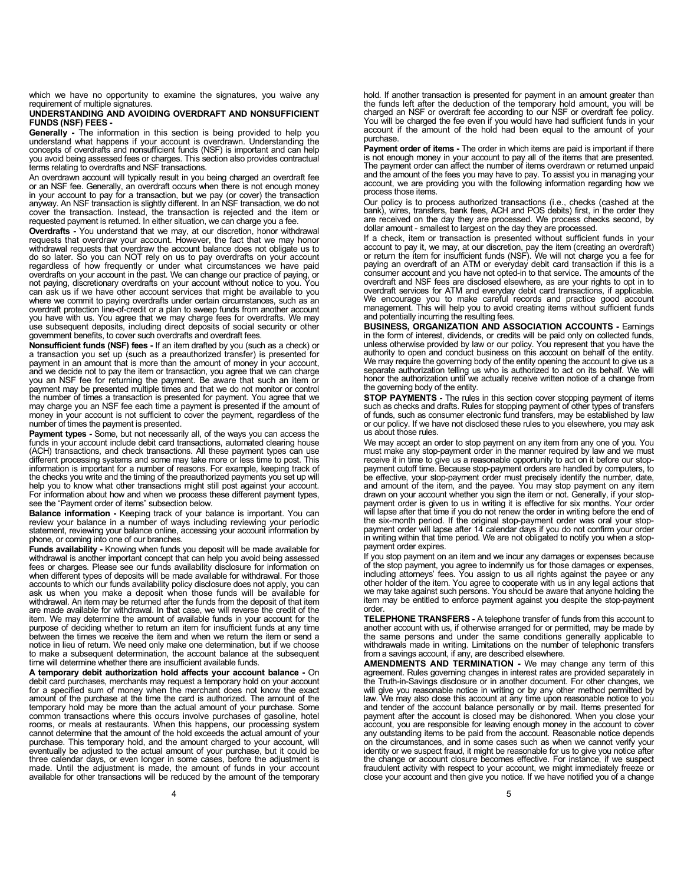which we have no opportunity to examine the signatures, you waive any requirement of multiple signatures.

**UNDERSTANDING AND AVOIDING OVERDRAFT AND NONSUFFICIENT FUNDS (NSF) FEES -**

**Generally -** The information in this section is being provided to help you understand what happens if your account is overdrawn. Understanding the concepts of overdrafts and nonsufficient funds (NSF) is important and can help you avoid being assessed fees or charges. This section also provides contractual terms relating to overdrafts and NSF transactions.

An overdrawn account will typically result in you being charged an overdraft fee or an NSF fee. Generally, an overdraft occurs when there is not enough money in your account to pay for a transaction, but we pay (or cover) the transaction anyway. An NSF transaction is slightly different. In an NSF transaction, we do not cover the transaction. Instead, the transaction is rejected and the item or requested payment is returned. In either situation, we can charge you a fee.

**Overdrafts -** You understand that we may, at our discretion, honor withdrawal requests that overdraw your account. However, the fact that we may honor withdrawal requests that overdraw the account balance does not obligate us to do so later. So you can NOT rely on us to pay overdrafts on your account regardless of how frequently or under what circumstances we have paid overdrafts on your account in the past. We can change our practice of paying, or not paying, discretionary overdrafts on your account without notice to you. You can ask us if we have other account services that might be available to you where we commit to paying overdrafts under certain circumstances, such as an overdraft protection line-of-credit or a plan to sweep funds from another account you have with us. You agree that we may charge fees for overdrafts. We may use subsequent deposits, including direct deposits of social security or other government benefits, to cover such overdrafts and overdraft fees.

**Nonsufficient funds (NSF) fees -** If an item drafted by you (such as a check) or a transaction you set up (such as a preauthorized transfer) is presented for payment in an amount that is more than the amount of money in your account, and we decide not to pay the item or transaction, you agree that we can charge you an NSF fee for returning the payment. Be aware that such an item or payment may be presented multiple times and that we do not monitor or control the number of times a transaction is presented for payment. You agree that we may charge you an NSF fee each time a payment is presented if the amount of money in your account is not sufficient to cover the payment, regardless of the number of times the payment is presented.

**Payment types -** Some, but not necessarily all, of the ways you can access the funds in your account include debit card transactions, automated clearing house (ACH) transactions, and check transactions. All these payment types can use different processing systems and some may take more or less time to post. This information is important for a number of reasons. For example, keeping track of the checks you write and the timing of the preauthorized payments you set up will help you to know what other transactions might still post against your account. For information about how and when we process these different payment types, see the "Payment order of items" subsection below.

**Balance information -** Keeping track of your balance is important. You can review your balance in a number of ways including reviewing your periodic statement, reviewing your balance online, accessing your account information by phone, or coming into one of our branches.

**Funds availability -** Knowing when funds you deposit will be made available for withdrawal is another important concept that can help you avoid being assessed fees or charges. Please see our funds availability disclosure for information on when different types of deposits will be made available for withdrawal. For those accounts to which our funds availability policy disclosure does not apply, you can ask us when you make a deposit when those funds will be available for withdrawal. An item may be returned after the funds from the deposit of that item are made available for withdrawal. In that case, we will reverse the credit of the item. We may determine the amount of available funds in your account for the purpose of deciding whether to return an item for insufficient funds at any time between the times we receive the item and when we return the item or send a notice in lieu of return. We need only make one determination, but if we choose to make a subsequent determination, the account balance at the subsequent time will determine whether there are insufficient available funds.

**A temporary debit authorization hold affects your account balance -** On debit card purchases, merchants may request a temporary hold on your account for a specified sum of money when the merchant does not know the exact amount of the purchase at the time the card is authorized. The amount of the temporary hold may be more than the actual amount of your purchase. Some common transactions where this occurs involve purchases of gasoline, hotel rooms, or meals at restaurants. When this happens, our processing system cannot determine that the amount of the hold exceeds the actual amount of your purchase. This temporary hold, and the amount charged to your account, will eventually be adjusted to the actual amount of your purchase, but it could be three calendar days, or even longer in some cases, before the adjustment is made. Until the adjustment is made, the amount of funds in your account available for other transactions will be reduced by the amount of the temporary hold. If another transaction is presented for payment in an amount greater than the funds left after the deduction of the temporary hold amount, you will be charged an NSF or overdraft fee according to our NSF or overdraft fee policy. You will be charged the fee even if you would have had sufficient funds in your account if the amount of the hold had been equal to the amount of your purchase.

**Payment order of items -** The order in which items are paid is important if there is not enough money in your account to pay all of the items that are presented. The payment order can affect the number of items overdrawn or returned unpaid and the amount of the fees you may have to pay. To assist you in managing your account, we are providing you with the following information regarding how we process those items.

Our policy is to process authorized transactions (i.e., checks (cashed at the bank), wires, transfers, bank fees, ACH and POS debits) first, in the order they are received on the day they are processed. We process checks second, by dollar amount - smallest to largest on the day they are processed.

If a check, item or transaction is presented without sufficient funds in your account to pay it, we may, at our discretion, pay the item (creating an overdraft) or return the item for insufficient funds (NSF). We will not charge you a fee for paying an overdraft of an ATM or everyday debit card transaction if this is a consumer account and you have not opted-in to that service. The amounts of the overdraft and NSF fees are disclosed elsewhere, as are your rights to opt in to overdraft services for ATM and everyday debit card transactions, if applicable. We encourage you to make careful records and practice good account management. This will help you to avoid creating items without sufficient funds and potentially incurring the resulting fees.

**BUSINESS, ORGANIZATION AND ASSOCIATION ACCOUNTS -** Earnings in the form of interest, dividends, or credits will be paid only on collected funds, unless otherwise provided by law or our policy. You represent that you have the authority to open and conduct business on this account on behalf of the entity. We may require the governing body of the entity opening the account to give us a separate authorization telling us who is authorized to act on its behalf. We will honor the authorization until we actually receive written notice of a change from the governing body of the entity.

**STOP PAYMENTS -** The rules in this section cover stopping payment of items such as checks and drafts. Rules for stopping payment of other types of transfers of funds, such as consumer electronic fund transfers, may be established by law or our policy. If we have not disclosed these rules to you elsewhere, you may ask us about those rules.

We may accept an order to stop payment on any item from any one of you. You must make any stop-payment order in the manner required by law and we must receive it in time to give us a reasonable opportunity to act on it before our stop-payment cutoff time. Because stop-payment orders are handled by computers, to be effective, your stop-payment order must precisely identify the number, date, and amount of the item, and the payee. You may stop payment on any item drawn on your account whether you sign the item or not. Generally, if your stop-payment order is given to us in writing it is effective for six months. Your order will lapse after that time if you do not renew the order in writing before the end of the six-month period. If the original stop-payment order was oral your stop-payment order will lapse after 14 calendar days if you do not confirm your order in writing within that time period. We are not obligated to notify you when a stop-payment order expires.

If you stop payment on an item and we incur any damages or expenses because of the stop payment, you agree to indemnify us for those damages or expenses, including attorneys' fees. You assign to us all rights against the payee or any other holder of the item. You agree to cooperate with us in any legal actions that we may take against such persons. You should be aware that anyone holding the item may be entitled to enforce payment against you despite the stop-payment order.

**TELEPHONE TRANSFERS -** A telephone transfer of funds from this account to another account with us, if otherwise arranged for or permitted, may be made by the same persons and under the same conditions generally applicable to withdrawals made in writing. Limitations on the number of telephonic transfers from a savings account, if any, are described elsewhere.

**AMENDMENTS AND TERMINATION -** We may change any term of this agreement. Rules governing changes in interest rates are provided separately in the Truth-in-Savings disclosure or in another document. For other changes, we will give you reasonable notice in writing or by any other method permitted by law. We may also close this account at any time upon reasonable notice to you and tender of the account balance personally or by mail. Items presented for payment after the account is closed may be dishonored. When you close your account, you are responsible for leaving enough money in the account to cover any outstanding items to be paid from the account. Reasonable notice depends on the circumstances, and in some cases such as when we cannot verify your identity or we suspect fraud, it might be reasonable for us to give you notice after the change or account closure becomes effective. For instance, if we suspect fraudulent activity with respect to your account, we might immediately freeze or close your account and then give you notice. If we have notified you of a change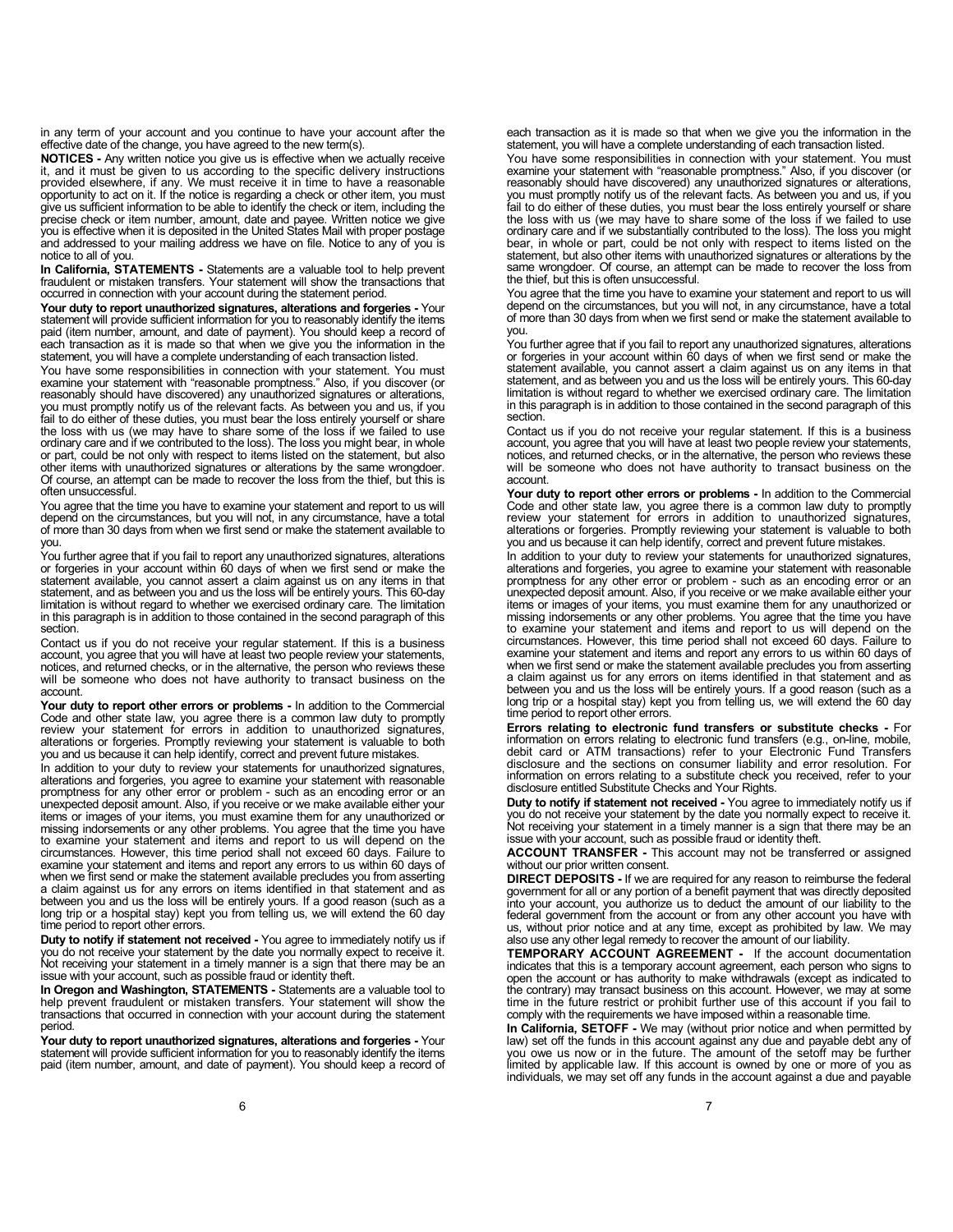in any term of your account and you continue to have your account after the effective date of the change, you have agreed to the new term(s).

**NOTICES -** Any written notice you give us is effective when we actually receive it, and it must be given to us according to the specific delivery instructions provided elsewhere, if any. We must receive it in time to have a reasonable opportunity to act on it. If the notice is regarding a check or other item, you must give us sufficient information to be able to identify the check or item, including the precise check or item number, amount, date and payee. Written notice we give you is effective when it is deposited in the United States Mail with proper postage and addressed to your mailing address we have on file. Notice to any of you is notice to all of you.

**In California, STATEMENTS -** Statements are a valuable tool to help prevent fraudulent or mistaken transfers. Your statement will show the transactions that occurred in connection with your account during the statement period.

**Your duty to report unauthorized signatures, alterations and forgeries -** Your statement will provide sufficient information for you to reasonably identify the items paid (item number, amount, and date of payment). You should keep a record of each transaction as it is made so that when we give you the information in the statement, you will have a complete understanding of each transaction listed.

You have some responsibilities in connection with your statement. You must examine your statement with "reasonable promptness." Also, if you discover (or reasonably should have discovered) any unauthorized signatures or alterations, you must promptly notify us of the relevant facts. As between you and us, if you fail to do either of these duties, you must bear the loss entirely yourself or share the loss with us (we may have to share some of the loss if we failed to use ordinary care and if we contributed to the loss). The loss you might bear, in whole or part, could be not only with respect to items listed on the statement, but also other items with unauthorized signatures or alterations by the same wrongdoer. Of course, an attempt can be made to recover the loss from the thief, but this is often unsuccessful.

You agree that the time you have to examine your statement and report to us will depend on the circumstances, but you will not, in any circumstance, have a total of more than 30 days from when we first send or make the statement available to you.

You further agree that if you fail to report any unauthorized signatures, alterations or forgeries in your account within 60 days of when we first send or make the statement available, you cannot assert a claim against us on any items in that statement, and as between you and us the loss will be entirely yours. This 60-day limitation is without regard to whether we exercised ordinary care. The limitation in this paragraph is in addition to those contained in the second paragraph of this section.

Contact us if you do not receive your regular statement. If this is a business account, you agree that you will have at least two people review your statements, notices, and returned checks, or in the alternative, the person who reviews these will be someone who does not have authority to transact business on the account.

**Your duty to report other errors or problems -** In addition to the Commercial Code and other state law, you agree there is a common law duty to promptly review your statement for errors in addition to unauthorized signatures, alterations or forgeries. Promptly reviewing your statement is valuable to both you and us because it can help identify, correct and prevent future mistakes.

In addition to your duty to review your statements for unauthorized signatures, alterations and forgeries, you agree to examine your statement with reasonable promptness for any other error or problem - such as an encoding error or an unexpected deposit amount. Also, if you receive or we make available either your items or images of your items, you must examine them for any unauthorized or missing indorsements or any other problems. You agree that the time you have to examine your statement and items and report to us will depend on the circumstances. However, this time period shall not exceed 60 days. Failure to examine your statement and items and report any errors to us within 60 days of when we first send or make the statement available precludes you from asserting a claim against us for any errors on items identified in that statement and as between you and us the loss will be entirely yours. If a good reason (such as a long trip or a hospital stay) kept you from telling us, we will extend the 60 day time period to report other errors.

**Duty to notify if statement not received -** You agree to immediately notify us if you do not receive your statement by the date you normally expect to receive it. Not receiving your statement in a timely manner is a sign that there may be an issue with your account, such as possible fraud or identity theft.

**In Oregon and Washington, STATEMENTS -** Statements are a valuable tool to help prevent fraudulent or mistaken transfers. Your statement will show the transactions that occurred in connection with your account during the statement period.

**Your duty to report unauthorized signatures, alterations and forgeries -** Your statement will provide sufficient information for you to reasonably identify the items paid (item number, amount, and date of payment). You should keep a record of each transaction as it is made so that when we give you the information in the statement, you will have a complete understanding of each transaction listed.

You have some responsibilities in connection with your statement. You must examine your statement with "reasonable promptness." Also, if you discover (or reasonably should have discovered) any unauthorized signatures or alterations, you must promptly notify us of the relevant facts. As between you and us, if you fail to do either of these duties, you must bear the loss entirely yourself or share the loss with us (we may have to share some of the loss if we failed to use ordinary care and if we substantially contributed to the loss). The loss you might bear, in whole or part, could be not only with respect to items listed on the statement, but also other items with unauthorized signatures or alterations by the same wrongdoer. Of course, an attempt can be made to recover the loss from the thief, but this is often unsuccessful.

You agree that the time you have to examine your statement and report to us will depend on the circumstances, but you will not, in any circumstance, have a total of more than 30 days from when we first send or make the statement available to you.

You further agree that if you fail to report any unauthorized signatures, alterations or forgeries in your account within 60 days of when we first send or make the statement available, you cannot assert a claim against us on any items in that statement, and as between you and us the loss will be entirely yours. This 60-day limitation is without regard to whether we exercised ordinary care. The limitation in this paragraph is in addition to those contained in the second paragraph of this section.

Contact us if you do not receive your regular statement. If this is a business account, you agree that you will have at least two people review your statements, notices, and returned checks, or in the alternative, the person who reviews these will be someone who does not have authority to transact business on the account.

**Your duty to report other errors or problems -** In addition to the Commercial Code and other state law, you agree there is a common law duty to promptly review your statement for errors in addition to unauthorized signatures, alterations or forgeries. Promptly reviewing your statement is valuable to both you and us because it can help identify, correct and prevent future mistakes.

In addition to your duty to review your statements for unauthorized signatures, alterations and forgeries, you agree to examine your statement with reasonable promptness for any other error or problem - such as an encoding error or an unexpected deposit amount. Also, if you receive or we make available either your items or images of your items, you must examine them for any unauthorized or missing indorsements or any other problems. You agree that the time you have to examine your statement and items and report to us will depend on the circumstances. However, this time period shall not exceed 60 days. Failure to examine your statement and items and report any errors to us within 60 days of when we first send or make the statement available precludes you from asserting a claim against us for any errors on items identified in that statement and as between you and us the loss will be entirely yours. If a good reason (such as a long trip or a hospital stay) kept you from telling us, we will extend the 60 day time period to report other errors.

**Errors relating to electronic fund transfers or substitute checks -** For information on errors relating to electronic fund transfers (e.g., on-line, mobile, debit card or ATM transactions) refer to your Electronic Fund Transfers disclosure and the sections on consumer liability and error resolution. For information on errors relating to a substitute check you received, refer to your disclosure entitled Substitute Checks and Your Rights.

**Duty to notify if statement not received -** You agree to immediately notify us if you do not receive your statement by the date you normally expect to receive it. Not receiving your statement in a timely manner is a sign that there may be an issue with your account, such as possible fraud or identity theft.

**ACCOUNT TRANSFER -** This account may not be transferred or assigned without our prior written consent.

**DIRECT DEPOSITS -** If we are required for any reason to reimburse the federal government for all or any portion of a benefit payment that was directly deposited into your account, you authorize us to deduct the amount of our liability to the federal government from the account or from any other account you have with us, without prior notice and at any time, except as prohibited by law. We may also use any other legal remedy to recover the amount of our liability.

**TEMPORARY ACCOUNT AGREEMENT -** If the account documentation indicates that this is a temporary account agreement, each person who signs to open the account or has authority to make withdrawals (except as indicated to the contrary) may transact business on this account. However, we may at some time in the future restrict or prohibit further use of this account if you fail to comply with the requirements we have imposed within a reasonable time.

**In California, SETOFF -** We may (without prior notice and when permitted by law) set off the funds in this account against any due and payable debt any of you owe us now or in the future. The amount of the setoff may be further limited by applicable law. If this account is owned by one or more of you as individuals, we may set off any funds in the account against a due and payable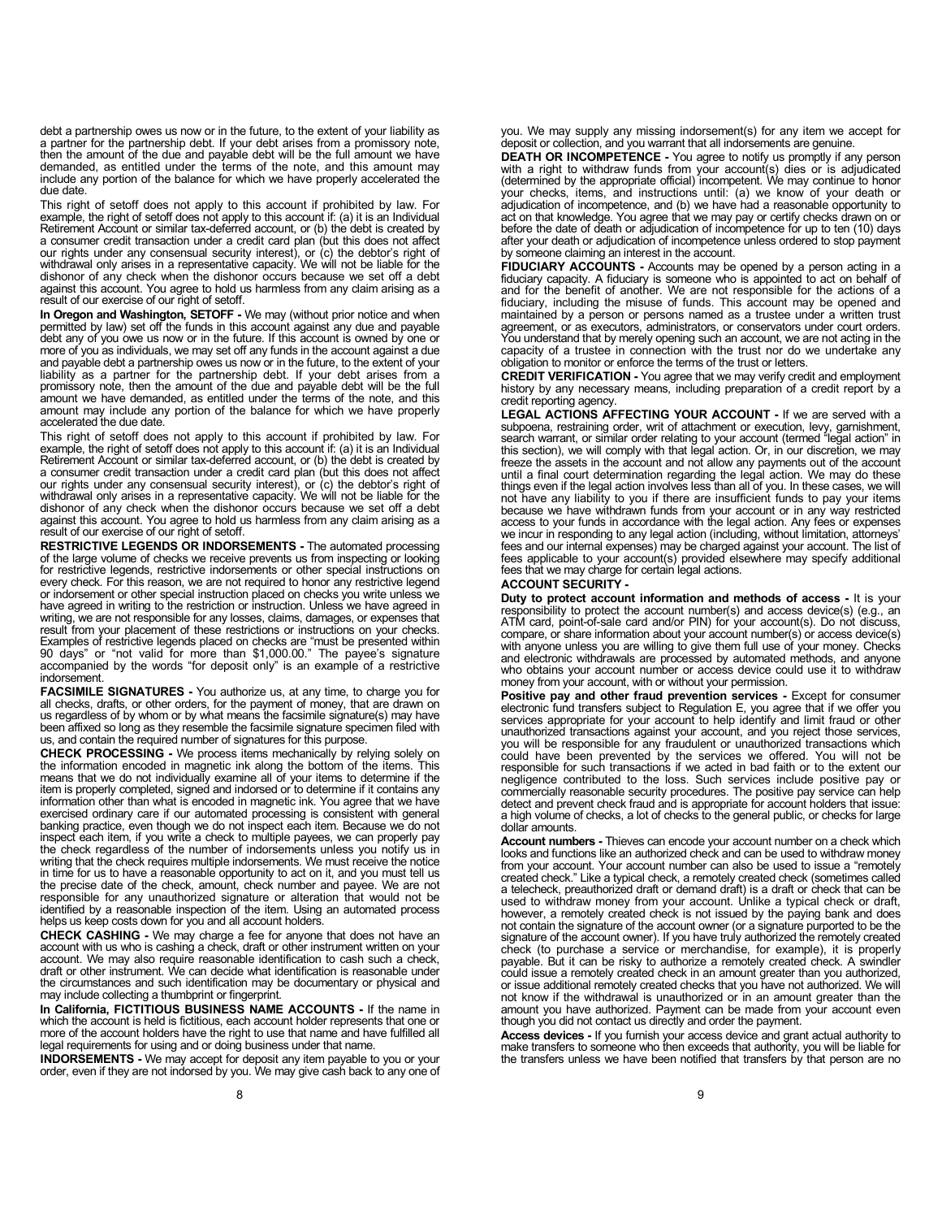debt a partnership owes us now or in the future, to the extent of your liability as a partner for the partnership debt. If your debt arises from a promissory note, then the amount of the due and payable debt will be the full amount we have demanded, as entitled under the terms of the note, and this amount may include any portion of the balance for which we have properly accelerated the due date.

This right of setoff does not apply to this account if prohibited by law. For example, the right of setoff does not apply to this account if: (a) it is an Individual Retirement Account or similar tax-deferred account, or (b) the debt is created by a consumer credit transaction under a credit card plan (but this does not affect our rights under any consensual security interest), or (c) the debtor's right of withdrawal only arises in a representative capacity. We will not be liable for the dishonor of any check when the dishonor occurs because we set off a debt against this account. You agree to hold us harmless from any claim arising as a result of our exercise of our right of setoff.

**In Oregon and Washington, SETOFF -** We may (without prior notice and when permitted by law) set off the funds in this account against any due and payable debt any of you owe us now or in the future. If this account is owned by one or more of you as individuals, we may set off any funds in the account against a due and payable debt a partnership owes us now or in the future, to the extent of your liability as a partner for the partnership debt. If your debt arises from a promissory note, then the amount of the due and payable debt will be the full amount we have demanded, as entitled under the terms of the note, and this amount may include any portion of the balance for which we have properly accelerated the due date.

This right of setoff does not apply to this account if prohibited by law. For example, the right of setoff does not apply to this account if: (a) it is an Individual Retirement Account or similar tax-deferred account, or (b) the debt is created by a consumer credit transaction under a credit card plan (but this does not affect our rights under any consensual security interest), or (c) the debtor's right of withdrawal only arises in a representative capacity. We will not be liable for the dishonor of any check when the dishonor occurs because we set off a debt against this account. You agree to hold us harmless from any claim arising as a result of our exercise of our right of setoff.

**RESTRICTIVE LEGENDS OR INDORSEMENTS -** The automated processing of the large volume of checks we receive prevents us from inspecting or looking for restrictive legends, restrictive indorsements or other special instructions on every check. For this reason, we are not required to honor any restrictive legend or indorsement or other special instruction placed on checks you write unless we have agreed in writing to the restriction or instruction. Unless we have agreed in writing, we are not responsible for any losses, claims, damages, or expenses that result from your placement of these restrictions or instructions on your checks. Examples of restrictive legends placed on checks are "must be presented within 90 days" or "not valid for more than $1,000.00." The payee's signature accompanied by the words "for deposit only" is an example of a restrictive indorsement.

**FACSIMILE SIGNATURES -** You authorize us, at any time, to charge you for all checks, drafts, or other orders, for the payment of money, that are drawn on us regardless of by whom or by what means the facsimile signature(s) may have been affixed so long as they resemble the facsimile signature specimen filed with us, and contain the required number of signatures for this purpose.

**CHECK PROCESSING -** We process items mechanically by relying solely on the information encoded in magnetic ink along the bottom of the items. This means that we do not individually examine all of your items to determine if the item is properly completed, signed and indorsed or to determine if it contains any information other than what is encoded in magnetic ink. You agree that we have exercised ordinary care if our automated processing is consistent with general banking practice, even though we do not inspect each item. Because we do not inspect each item, if you write a check to multiple payees, we can properly pay the check regardless of the number of indorsements unless you notify us in writing that the check requires multiple indorsements. We must receive the notice in time for us to have a reasonable opportunity to act on it, and you must tell us the precise date of the check, amount, check number and payee. We are not responsible for any unauthorized signature or alteration that would not be identified by a reasonable inspection of the item. Using an automated process helps us keep costs down for you and all account holders.

**CHECK CASHING -** We may charge a fee for anyone that does not have an account with us who is cashing a check, draft or other instrument written on your account. We may also require reasonable identification to cash such a check, draft or other instrument. We can decide what identification is reasonable under the circumstances and such identification may be documentary or physical and may include collecting a thumbprint or fingerprint.

**In California, FICTITIOUS BUSINESS NAME ACCOUNTS -** If the name in which the account is held is fictitious, each account holder represents that one or more of the account holders have the right to use that name and have fulfilled all legal requirements for using and or doing business under that name.

**INDORSEMENTS -** We may accept for deposit any item payable to you or your order, even if they are not indorsed by you. We may give cash back to any one of you. We may supply any missing indorsement(s) for any item we accept for deposit or collection, and you warrant that all indorsements are genuine.

**DEATH OR INCOMPETENCE -** You agree to notify us promptly if any person with a right to withdraw funds from your account(s) dies or is adjudicated (determined by the appropriate official) incompetent. We may continue to honor your checks, items, and instructions until: (a) we know of your death or adjudication of incompetence, and (b) we have had a reasonable opportunity to act on that knowledge. You agree that we may pay or certify checks drawn on or before the date of death or adjudication of incompetence for up to ten (10) days after your death or adjudication of incompetence unless ordered to stop payment by someone claiming an interest in the account.

**FIDUCIARY ACCOUNTS -** Accounts may be opened by a person acting in a fiduciary capacity. A fiduciary is someone who is appointed to act on behalf of and for the benefit of another. We are not responsible for the actions of a fiduciary, including the misuse of funds. This account may be opened and maintained by a person or persons named as a trustee under a written trust agreement, or as executors, administrators, or conservators under court orders. You understand that by merely opening such an account, we are not acting in the capacity of a trustee in connection with the trust nor do we undertake any obligation to monitor or enforce the terms of the trust or letters.

**CREDIT VERIFICATION -** You agree that we may verify credit and employment history by any necessary means, including preparation of a credit report by a credit reporting agency.

**LEGAL ACTIONS AFFECTING YOUR ACCOUNT -** If we are served with a subpoena, restraining order, writ of attachment or execution, levy, garnishment, search warrant, or similar order relating to your account (termed "legal action" in this section), we will comply with that legal action. Or, in our discretion, we may freeze the assets in the account and not allow any payments out of the account until a final court determination regarding the legal action. We may do these things even if the legal action involves less than all of you. In these cases, we will not have any liability to you if there are insufficient funds to pay your items because we have withdrawn funds from your account or in any way restricted access to your funds in accordance with the legal action. Any fees or expenses we incur in responding to any legal action (including, without limitation, attorneys' fees and our internal expenses) may be charged against your account. The list of fees applicable to your account(s) provided elsewhere may specify additional fees that we may charge for certain legal actions.

**ACCOUNT SECURITY -**

**Duty to protect account information and methods of access -** It is your responsibility to protect the account number(s) and access device(s) (e.g., an ATM card, point-of-sale card and/or PIN) for your account(s). Do not discuss, compare, or share information about your account number(s) or access device(s) with anyone unless you are willing to give them full use of your money. Checks and electronic withdrawals are processed by automated methods, and anyone who obtains your account number or access device could use it to withdraw money from your account, with or without your permission.

**Positive pay and other fraud prevention services -** Except for consumer electronic fund transfers subject to Regulation E, you agree that if we offer you services appropriate for your account to help identify and limit fraud or other unauthorized transactions against your account, and you reject those services, you will be responsible for any fraudulent or unauthorized transactions which could have been prevented by the services we offered. You will not be responsible for such transactions if we acted in bad faith or to the extent our negligence contributed to the loss. Such services include positive pay or commercially reasonable security procedures. The positive pay service can help detect and prevent check fraud and is appropriate for account holders that issue: a high volume of checks, a lot of checks to the general public, or checks for large dollar amounts.

**Account numbers -** Thieves can encode your account number on a check which looks and functions like an authorized check and can be used to withdraw money from your account. Your account number can also be used to issue a "remotely created check." Like a typical check, a remotely created check (sometimes called a telecheck, preauthorized draft or demand draft) is a draft or check that can be used to withdraw money from your account. Unlike a typical check or draft, however, a remotely created check is not issued by the paying bank and does not contain the signature of the account owner (or a signature purported to be the signature of the account owner). If you have truly authorized the remotely created check (to purchase a service or merchandise, for example), it is properly payable. But it can be risky to authorize a remotely created check. A swindler could issue a remotely created check in an amount greater than you authorized, or issue additional remotely created checks that you have not authorized. We will not know if the withdrawal is unauthorized or in an amount greater than the amount you have authorized. Payment can be made from your account even though you did not contact us directly and order the payment.

**Access devices -** If you furnish your access device and grant actual authority to make transfers to someone who then exceeds that authority, you will be liable for the transfers unless we have been notified that transfers by that person are no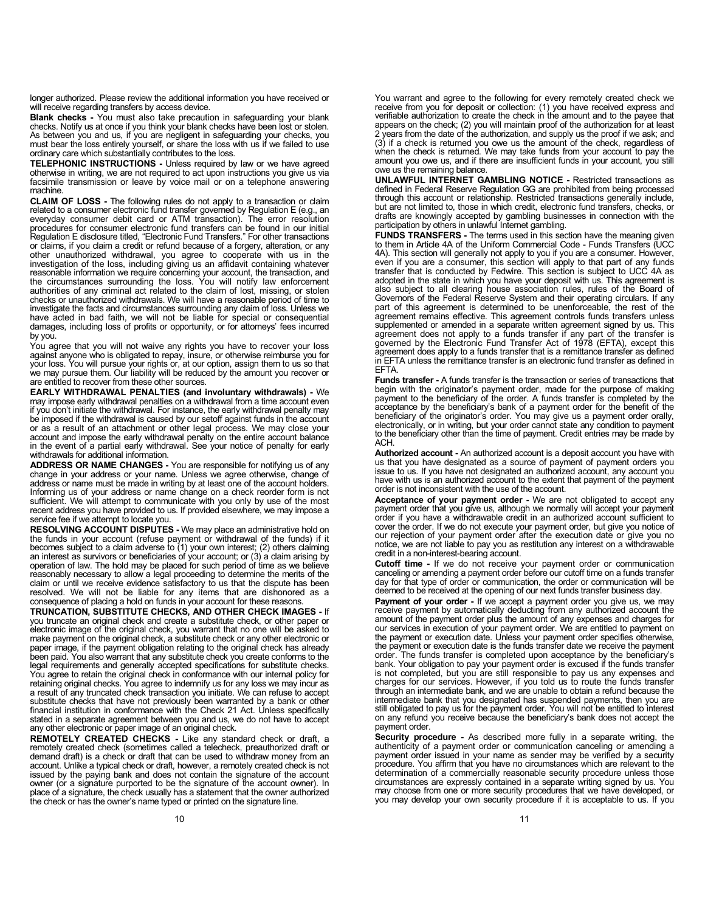longer authorized. Please review the additional information you have received or will receive regarding transfers by access device.

**Blank checks -** You must also take precaution in safeguarding your blank checks. Notify us at once if you think your blank checks have been lost or stolen. As between you and us, if you are negligent in safeguarding your checks, you must bear the loss entirely yourself, or share the loss with us if we failed to use ordinary care which substantially contributes to the loss.

**TELEPHONIC INSTRUCTIONS -** Unless required by law or we have agreed otherwise in writing, we are not required to act upon instructions you give us via facsimile transmission or leave by voice mail or on a telephone answering machine.

**CLAIM OF LOSS -** The following rules do not apply to a transaction or claim related to a consumer electronic fund transfer governed by Regulation E (e.g., an everyday consumer debit card or ATM transaction). The error resolution procedures for consumer electronic fund transfers can be found in our initial Regulation E disclosure titled, "Electronic Fund Transfers." For other transactions or claims, if you claim a credit or refund because of a forgery, alteration, or any other unauthorized withdrawal, you agree to cooperate with us in the investigation of the loss, including giving us an affidavit containing whatever reasonable information we require concerning your account, the transaction, and the circumstances surrounding the loss. You will notify law enforcement authorities of any criminal act related to the claim of lost, missing, or stolen checks or unauthorized withdrawals. We will have a reasonable period of time to investigate the facts and circumstances surrounding any claim of loss. Unless we have acted in bad faith, we will not be liable for special or consequential damages, including loss of profits or opportunity, or for attorneys' fees incurred by you.

You agree that you will not waive any rights you have to recover your loss against anyone who is obligated to repay, insure, or otherwise reimburse you for your loss. You will pursue your rights or, at our option, assign them to us so that we may pursue them. Our liability will be reduced by the amount you recover or are entitled to recover from these other sources.

**EARLY WITHDRAWAL PENALTIES (and involuntary withdrawals) -** We may impose early withdrawal penalties on a withdrawal from a time account even if you don't initiate the withdrawal. For instance, the early withdrawal penalty may be imposed if the withdrawal is caused by our setoff against funds in the account or as a result of an attachment or other legal process. We may close your account and impose the early withdrawal penalty on the entire account balance in the event of a partial early withdrawal. See your notice of penalty for early withdrawals for additional information.

**ADDRESS OR NAME CHANGES -** You are responsible for notifying us of any change in your address or your name. Unless we agree otherwise, change of address or name must be made in writing by at least one of the account holders. Informing us of your address or name change on a check reorder form is not sufficient. We will attempt to communicate with you only by use of the most recent address you have provided to us. If provided elsewhere, we may impose a service fee if we attempt to locate you.

**RESOLVING ACCOUNT DISPUTES -** We may place an administrative hold on the funds in your account (refuse payment or withdrawal of the funds) if it becomes subject to a claim adverse to (1) your own interest; (2) others claiming an interest as survivors or beneficiaries of your account; or (3) a claim arising by operation of law. The hold may be placed for such period of time as we believe reasonably necessary to allow a legal proceeding to determine the merits of the claim or until we receive evidence satisfactory to us that the dispute has been resolved. We will not be liable for any items that are dishonored as a consequence of placing a hold on funds in your account for these reasons.

**TRUNCATION, SUBSTITUTE CHECKS, AND OTHER CHECK IMAGES -** If you truncate an original check and create a substitute check, or other paper or electronic image of the original check, you warrant that no one will be asked to make payment on the original check, a substitute check or any other electronic or paper image, if the payment obligation relating to the original check has already been paid. You also warrant that any substitute check you create conforms to the legal requirements and generally accepted specifications for substitute checks. You agree to retain the original check in conformance with our internal policy for retaining original checks. You agree to indemnify us for any loss we may incur as a result of any truncated check transaction you initiate. We can refuse to accept substitute checks that have not previously been warranted by a bank or other financial institution in conformance with the Check 21 Act. Unless specifically stated in a separate agreement between you and us, we do not have to accept any other electronic or paper image of an original check.

**REMOTELY CREATED CHECKS -** Like any standard check or draft, a remotely created check (sometimes called a telecheck, preauthorized draft or demand draft) is a check or draft that can be used to withdraw money from an account. Unlike a typical check or draft, however, a remotely created check is not issued by the paying bank and does not contain the signature of the account owner (or a signature purported to be the signature of the account owner). In place of a signature, the check usually has a statement that the owner authorized the check or has the owner's name typed or printed on the signature line.

You warrant and agree to the following for every remotely created check we receive from you for deposit or collection: (1) you have received express and verifiable authorization to create the check in the amount and to the payee that appears on the check; (2) you will maintain proof of the authorization for at least 2 years from the date of the authorization, and supply us the proof if we ask; and (3) if a check is returned you owe us the amount of the check, regardless of when the check is returned. We may take funds from your account to pay the amount you owe us, and if there are insufficient funds in your account, you still owe us the remaining balance.

**UNLAWFUL INTERNET GAMBLING NOTICE -** Restricted transactions as defined in Federal Reserve Regulation GG are prohibited from being processed through this account or relationship. Restricted transactions generally include, but are not limited to, those in which credit, electronic fund transfers, checks, or drafts are knowingly accepted by gambling businesses in connection with the participation by others in unlawful Internet gambling.

**FUNDS TRANSFERS -** The terms used in this section have the meaning given to them in Article 4A of the Uniform Commercial Code - Funds Transfers (UCC 4A). This section will generally not apply to you if you are a consumer. However, even if you are a consumer, this section will apply to that part of any funds transfer that is conducted by Fedwire. This section is subject to UCC 4A as adopted in the state in which you have your deposit with us. This agreement is also subject to all clearing house association rules, rules of the Board of Governors of the Federal Reserve System and their operating circulars. If any part of this agreement is determined to be unenforceable, the rest of the agreement remains effective. This agreement controls funds transfers unless supplemented or amended in a separate written agreement signed by us. This agreement does not apply to a funds transfer if any part of the transfer is governed by the Electronic Fund Transfer Act of 1978 (EFTA), except this agreement does apply to a funds transfer that is a remittance transfer as defined in EFTA unless the remittance transfer is an electronic fund transfer as defined in EFTA.

**Funds transfer -** A funds transfer is the transaction or series of transactions that begin with the originator's payment order, made for the purpose of making payment to the beneficiary of the order. A funds transfer is completed by the acceptance by the beneficiary's bank of a payment order for the benefit of the beneficiary of the originator's order. You may give us a payment order orally, electronically, or in writing, but your order cannot state any condition to payment to the beneficiary other than the time of payment. Credit entries may be made by ACH.

**Authorized account -** An authorized account is a deposit account you have with us that you have designated as a source of payment of payment orders you issue to us. If you have not designated an authorized account, any account you have with us is an authorized account to the extent that payment of the payment order is not inconsistent with the use of the account.

**Acceptance of your payment order -** We are not obligated to accept any payment order that you give us, although we normally will accept your payment order if you have a withdrawable credit in an authorized account sufficient to cover the order. If we do not execute your payment order, but give you notice of our rejection of your payment order after the execution date or give you no notice, we are not liable to pay you as restitution any interest on a withdrawable credit in a non-interest-bearing account.

**Cutoff time -** If we do not receive your payment order or communication canceling or amending a payment order before our cutoff time on a funds transfer day for that type of order or communication, the order or communication will be deemed to be received at the opening of our next funds transfer business day.

**Payment of your order -** If we accept a payment order you give us, we may receive payment by automatically deducting from any authorized account the amount of the payment order plus the amount of any expenses and charges for our services in execution of your payment order. We are entitled to payment on the payment or execution date. Unless your payment order specifies otherwise, the payment or execution date is the funds transfer date we receive the payment order. The funds transfer is completed upon acceptance by the beneficiary's bank. Your obligation to pay your payment order is excused if the funds transfer is not completed, but you are still responsible to pay us any expenses and charges for our services. However, if you told us to route the funds transfer through an intermediate bank, and we are unable to obtain a refund because the intermediate bank that you designated has suspended payments, then you are still obligated to pay us for the payment order. You will not be entitled to interest on any refund you receive because the beneficiary's bank does not accept the payment order.

**Security procedure -** As described more fully in a separate writing, the authenticity of a payment order or communication canceling or amending a payment order issued in your name as sender may be verified by a security procedure. You affirm that you have no circumstances which are relevant to the determination of a commercially reasonable security procedure unless those circumstances are expressly contained in a separate writing signed by us. You may choose from one or more security procedures that we have developed, or you may develop your own security procedure if it is acceptable to us. If you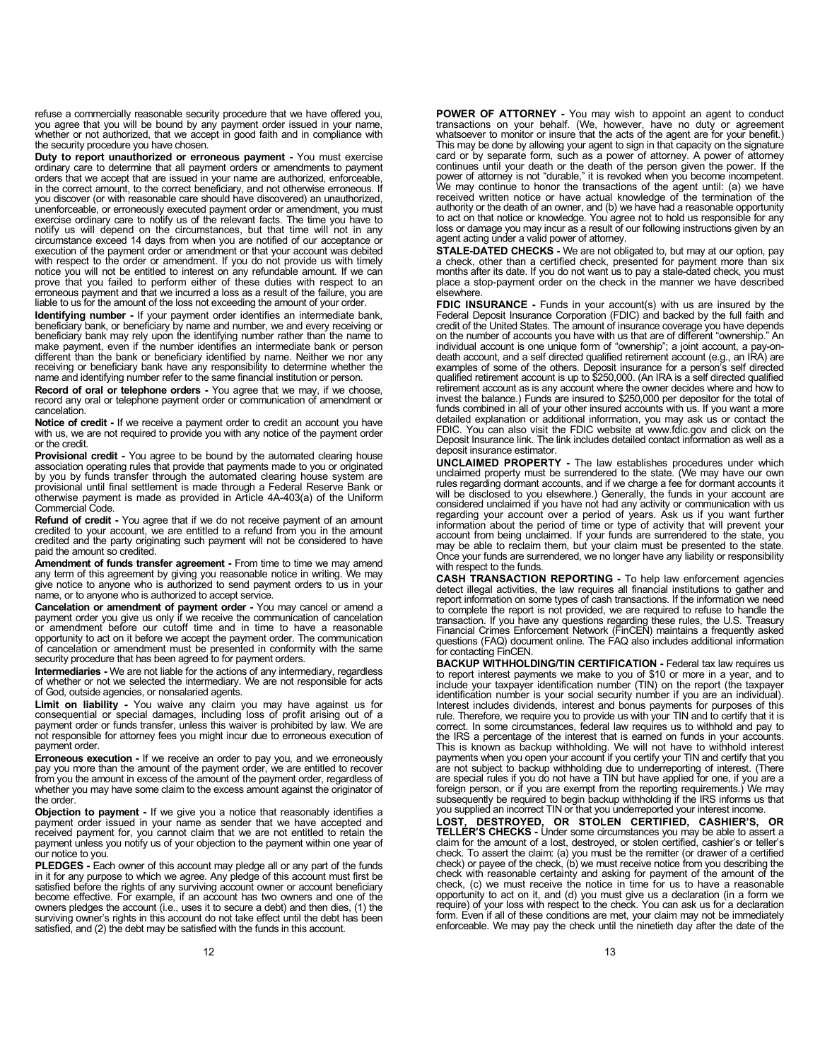refuse a commercially reasonable security procedure that we have offered you, you agree that you will be bound by any payment order issued in your name, whether or not authorized, that we accept in good faith and in compliance with the security procedure you have chosen.

**Duty to report unauthorized or erroneous payment -** You must exercise ordinary care to determine that all payment orders or amendments to payment orders that we accept that are issued in your name are authorized, enforceable, in the correct amount, to the correct beneficiary, and not otherwise erroneous. If you discover (or with reasonable care should have discovered) an unauthorized, unenforceable, or erroneously executed payment order or amendment, you must exercise ordinary care to notify us of the relevant facts. The time you have to notify us will depend on the circumstances, but that time will not in any circumstance exceed 14 days from when you are notified of our acceptance or execution of the payment order or amendment or that your account was debited with respect to the order or amendment. If you do not provide us with timely notice you will not be entitled to interest on any refundable amount. If we can prove that you failed to perform either of these duties with respect to an erroneous payment and that we incurred a loss as a result of the failure, you are liable to us for the amount of the loss not exceeding the amount of your order.

**Identifying number -** If your payment order identifies an intermediate bank, beneficiary bank, or beneficiary by name and number, we and every receiving or beneficiary bank may rely upon the identifying number rather than the name to make payment, even if the number identifies an intermediate bank or person different than the bank or beneficiary identified by name. Neither we nor any receiving or beneficiary bank have any responsibility to determine whether the name and identifying number refer to the same financial institution or person.

**Record of oral or telephone orders -** You agree that we may, if we choose, record any oral or telephone payment order or communication of amendment or cancelation.

**Notice of credit -** If we receive a payment order to credit an account you have with us, we are not required to provide you with any notice of the payment order or the credit.

**Provisional credit -** You agree to be bound by the automated clearing house association operating rules that provide that payments made to you or originated by you by funds transfer through the automated clearing house system are provisional until final settlement is made through a Federal Reserve Bank or otherwise payment is made as provided in Article 4A-403(a) of the Uniform Commercial Code.

**Refund of credit -** You agree that if we do not receive payment of an amount credited to your account, we are entitled to a refund from you in the amount credited and the party originating such payment will not be considered to have paid the amount so credited.

**Amendment of funds transfer agreement -** From time to time we may amend any term of this agreement by giving you reasonable notice in writing. We may give notice to anyone who is authorized to send payment orders to us in your name, or to anyone who is authorized to accept service.

**Cancelation or amendment of payment order -** You may cancel or amend a payment order you give us only if we receive the communication of cancelation or amendment before our cutoff time and in time to have a reasonable opportunity to act on it before we accept the payment order. The communication of cancelation or amendment must be presented in conformity with the same security procedure that has been agreed to for payment orders.

**Intermediaries -** We are not liable for the actions of any intermediary, regardless of whether or not we selected the intermediary. We are not responsible for acts of God, outside agencies, or nonsalaried agents.

**Limit on liability -** You waive any claim you may have against us for consequential or special damages, including loss of profit arising out of a payment order or funds transfer, unless this waiver is prohibited by law. We are not responsible for attorney fees you might incur due to erroneous execution of payment order.

**Erroneous execution -** If we receive an order to pay you, and we erroneously pay you more than the amount of the payment order, we are entitled to recover from you the amount in excess of the amount of the payment order, regardless of whether you may have some claim to the excess amount against the originator of the order.

**Objection to payment -** If we give you a notice that reasonably identifies a payment order issued in your name as sender that we have accepted and received payment for, you cannot claim that we are not entitled to retain the payment unless you notify us of your objection to the payment within one year of our notice to you.

**PLEDGES -** Each owner of this account may pledge all or any part of the funds in it for any purpose to which we agree. Any pledge of this account must first be satisfied before the rights of any surviving account owner or account beneficiary become effective. For example, if an account has two owners and one of the owners pledges the account (i.e., uses it to secure a debt) and then dies, (1) the surviving owner's rights in this account do not take effect until the debt has been satisfied, and (2) the debt may be satisfied with the funds in this account.

**POWER OF ATTORNEY -** You may wish to appoint an agent to conduct transactions on your behalf. (We, however, have no duty or agreement whatsoever to monitor or insure that the acts of the agent are for your benefit.) This may be done by allowing your agent to sign in that capacity on the signature card or by separate form, such as a power of attorney. A power of attorney continues until your death or the death of the person given the power. If the power of attorney is not "durable," it is revoked when you become incompetent. We may continue to honor the transactions of the agent until: (a) we have received written notice or have actual knowledge of the termination of the authority or the death of an owner, and (b) we have had a reasonable opportunity to act on that notice or knowledge. You agree not to hold us responsible for any loss or damage you may incur as a result of our following instructions given by an agent acting under a valid power of attorney.

**STALE-DATED CHECKS -** We are not obligated to, but may at our option, pay a check, other than a certified check, presented for payment more than six months after its date. If you do not want us to pay a stale-dated check, you must place a stop-payment order on the check in the manner we have described elsewhere.

**FDIC INSURANCE -** Funds in your account(s) with us are insured by the Federal Deposit Insurance Corporation (FDIC) and backed by the full faith and credit of the United States. The amount of insurance coverage you have depends on the number of accounts you have with us that are of different "ownership." An individual account is one unique form of "ownership"; a joint account, a pay-on-death account, and a self directed qualified retirement account (e.g., an IRA) are examples of some of the others. Deposit insurance for a person's self directed qualified retirement account is up to $250,000. (An IRA is a self directed qualified retirement account as is any account where the owner decides where and how to invest the balance.) Funds are insured to $250,000 per depositor for the total of funds combined in all of your other insured accounts with us. If you want a more detailed explanation or additional information, you may ask us or contact the FDIC. You can also visit the FDIC website at www.fdic.gov and click on the Deposit Insurance link. The link includes detailed contact information as well as a deposit insurance estimator.

**UNCLAIMED PROPERTY -** The law establishes procedures under which unclaimed property must be surrendered to the state. (We may have our own rules regarding dormant accounts, and if we charge a fee for dormant accounts it will be disclosed to you elsewhere.) Generally, the funds in your account are considered unclaimed if you have not had any activity or communication with us regarding your account over a period of years. Ask us if you want further information about the period of time or type of activity that will prevent your account from being unclaimed. If your funds are surrendered to the state, you may be able to reclaim them, but your claim must be presented to the state. Once your funds are surrendered, we no longer have any liability or responsibility with respect to the funds.

**CASH TRANSACTION REPORTING -** To help law enforcement agencies detect illegal activities, the law requires all financial institutions to gather and report information on some types of cash transactions. If the information we need to complete the report is not provided, we are required to refuse to handle the transaction. If you have any questions regarding these rules, the U.S. Treasury Financial Crimes Enforcement Network (FinCEN) maintains a frequently asked questions (FAQ) document online. The FAQ also includes additional information for contacting FinCEN.

**BACKUP WITHHOLDING/TIN CERTIFICATION -** Federal tax law requires us to report interest payments we make to you of $10 or more in a year, and to include your taxpayer identification number (TIN) on the report (the taxpayer identification number is your social security number if you are an individual). Interest includes dividends, interest and bonus payments for purposes of this rule. Therefore, we require you to provide us with your TIN and to certify that it is correct. In some circumstances, federal law requires us to withhold and pay to the IRS a percentage of the interest that is earned on funds in your accounts. This is known as backup withholding. We will not have to withhold interest payments when you open your account if you certify your TIN and certify that you are not subject to backup withholding due to underreporting of interest. (There are special rules if you do not have a TIN but have applied for one, if you are a foreign person, or if you are exempt from the reporting requirements.) We may subsequently be required to begin backup withholding if the IRS informs us that you supplied an incorrect TIN or that you underreported your interest income.

**LOST, DESTROYED, OR STOLEN CERTIFIED, CASHIER'S, OR TELLER'S CHECKS -** Under some circumstances you may be able to assert a claim for the amount of a lost, destroyed, or stolen certified, cashier's or teller's check. To assert the claim: (a) you must be the remitter (or drawer of a certified check) or payee of the check, (b) we must receive notice from you describing the check with reasonable certainty and asking for payment of the amount of the check, (c) we must receive the notice in time for us to have a reasonable opportunity to act on it, and (d) you must give us a declaration (in a form we require) of your loss with respect to the check. You can ask us for a declaration form. Even if all of these conditions are met, your claim may not be immediately enforceable. We may pay the check until the ninetieth day after the date of the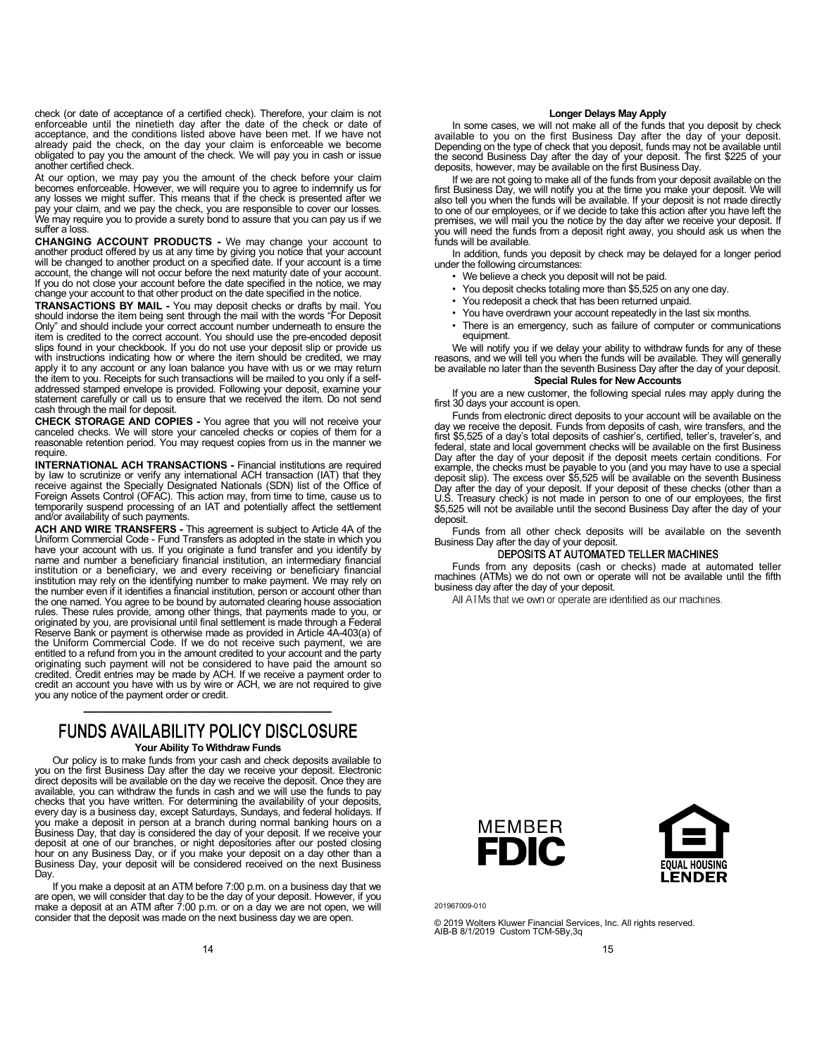check (or date of acceptance of a certified check). Therefore, your claim is not enforceable until the ninetieth day after the date of the check or date of acceptance, and the conditions listed above have been met. If we have not already paid the check, on the day your claim is enforceable we become obligated to pay you the amount of the check. We will pay you in cash or issue another certified check.

At our option, we may pay you the amount of the check before your claim becomes enforceable. However, we will require you to agree to indemnify us for any losses we might suffer. This means that if the check is presented after we pay your claim, and we pay the check, you are responsible to cover our losses. We may require you to provide a surety bond to assure that you can pay us if we suffer a loss.

**CHANGING ACCOUNT PRODUCTS -** We may change your account to another product offered by us at any time by giving you notice that your account will be changed to another product on a specified date. If your account is a time account, the change will not occur before the next maturity date of your account. If you do not close your account before the date specified in the notice, we may change your account to that other product on the date specified in the notice.

**TRANSACTIONS BY MAIL -** You may deposit checks or drafts by mail. You should indorse the item being sent through the mail with the words "For Deposit Only" and should include your correct account number underneath to ensure the item is credited to the correct account. You should use the pre-encoded deposit slips found in your checkbook. If you do not use your deposit slip or provide us with instructions indicating how or where the item should be credited, we may apply it to any account or any loan balance you have with us or we may return the item to you. Receipts for such transactions will be mailed to you only if a self-addressed stamped envelope is provided. Following your deposit, examine your statement carefully or call us to ensure that we received the item. Do not send cash through the mail for deposit.

**CHECK STORAGE AND COPIES -** You agree that you will not receive your canceled checks. We will store your canceled checks or copies of them for a reasonable retention period. You may request copies from us in the manner we require.

**INTERNATIONAL ACH TRANSACTIONS -** Financial institutions are required by law to scrutinize or verify any international ACH transaction (IAT) that they receive against the Specially Designated Nationals (SDN) list of the Office of Foreign Assets Control (OFAC). This action may, from time to time, cause us to temporarily suspend processing of an IAT and potentially affect the settlement and/or availability of such payments.

**ACH AND WIRE TRANSFERS -** This agreement is subject to Article 4A of the Uniform Commercial Code - Fund Transfers as adopted in the state in which you have your account with us. If you originate a fund transfer and you identify by name and number a beneficiary financial institution, an intermediary financial institution or a beneficiary, we and every receiving or beneficiary financial institution may rely on the identifying number to make payment. We may rely on the number even if it identifies a financial institution, person or account other than the one named. You agree to be bound by automated clearing house association rules. These rules provide, among other things, that payments made to you, or originated by you, are provisional until final settlement is made through a Federal Reserve Bank or payment is otherwise made as provided in Article 4A-403(a) of the Uniform Commercial Code. If we do not receive such payment, we are entitled to a refund from you in the amount credited to your account and the party originating such payment will not be considered to have paid the amount so credited. Credit entries may be made by ACH. If we receive a payment order to credit an account you have with us by wire or ACH, we are not required to give you any notice of the payment order or credit.

---

# FUNDS AVAILABILITY POLICY DISCLOSURE

**Your Ability To Withdraw Funds**

Our policy is to make funds from your cash and check deposits available to you on the first Business Day after the day we receive your deposit. Electronic direct deposits will be available on the day we receive the deposit. Once they are available, you can withdraw the funds in cash and we will use the funds to pay checks that you have written. For determining the availability of your deposits, every day is a business day, except Saturdays, Sundays, and federal holidays. If you make a deposit in person at a branch during normal banking hours on a Business Day, that day is considered the day of your deposit. If we receive your deposit at one of our branches, or night depositories after our posted closing hour on any Business Day, or if you make your deposit on a day other than a Business Day, your deposit will be considered received on the next Business Day.

If you make a deposit at an ATM before 7:00 p.m. on a business day that we are open, we will consider that day to be the day of your deposit. However, if you make a deposit at an ATM after 7:00 p.m. or on a day we are not open, we will consider that the deposit was made on the next business day we are open.

**Longer Delays May Apply**

In some cases, we will not make all of the funds that you deposit by check available to you on the first Business Day after the day of your deposit. Depending on the type of check that you deposit, funds may not be available until the second Business Day after the day of your deposit. The first $225 of your deposits, however, may be available on the first Business Day.

If we are not going to make all of the funds from your deposit available on the first Business Day, we will notify you at the time you make your deposit. We will also tell you when the funds will be available. If your deposit is not made directly to one of our employees, or if we decide to take this action after you have left the premises, we will mail you the notice by the day after we receive your deposit. If you will need the funds from a deposit right away, you should ask us when the funds will be available.

In addition, funds you deposit by check may be delayed for a longer period under the following circumstances:

- We believe a check you deposit will not be paid.
- You deposit checks totaling more than $5,525 on any one day.
- You redeposit a check that has been returned unpaid.
- You have overdrawn your account repeatedly in the last six months.
- There is an emergency, such as failure of computer or communications equipment.

We will notify you if we delay your ability to withdraw funds for any of these reasons, and we will tell you when the funds will be available. They will generally be available no later than the seventh Business Day after the day of your deposit.

**Special Rules for New Accounts**

If you are a new customer, the following special rules may apply during the first 30 days your account is open.

Funds from electronic direct deposits to your account will be available on the day we receive the deposit. Funds from deposits of cash, wire transfers, and the first $5,525 of a day's total deposits of cashier's, certified, teller's, traveler's, and federal, state and local government checks will be available on the first Business Day after the day of your deposit if the deposit meets certain conditions. For example, the checks must be payable to you (and you may have to use a special deposit slip). The excess over $5,525 will be available on the seventh Business Day after the day of your deposit. If your deposit of these checks (other than a U.S. Treasury check) is not made in person to one of our employees, the first $5,525 will not be available until the second Business Day after the day of your deposit.

Funds from all other check deposits will be available on the seventh Business Day after the day of your deposit.

**DEPOSITS AT AUTOMATED TELLER MACHINES**

Funds from any deposits (cash or checks) made at automated teller machines (ATMs) we do not own or operate will not be available until the fifth business day after the day of your deposit.

All ATMs that we own or operate are identified as our machines.

MEMBER FDIC

EQUAL HOUSING LENDER

201967009-010

© 2019 Wolters Kluwer Financial Services, Inc. All rights reserved.
AIB-B 8/1/2019 Custom TCM-5By,3q